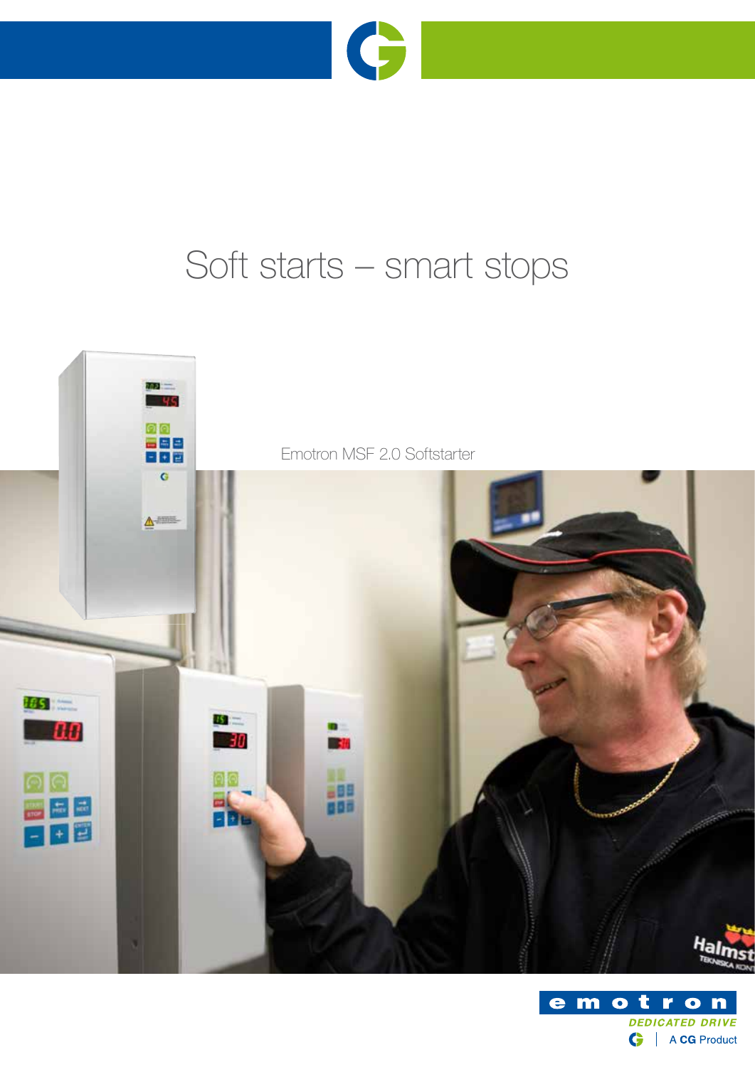# Soft starts – smart stops

Emotron MSF 2.0 Softstarter

emotron

DEDICATED DRIVE

A CG Product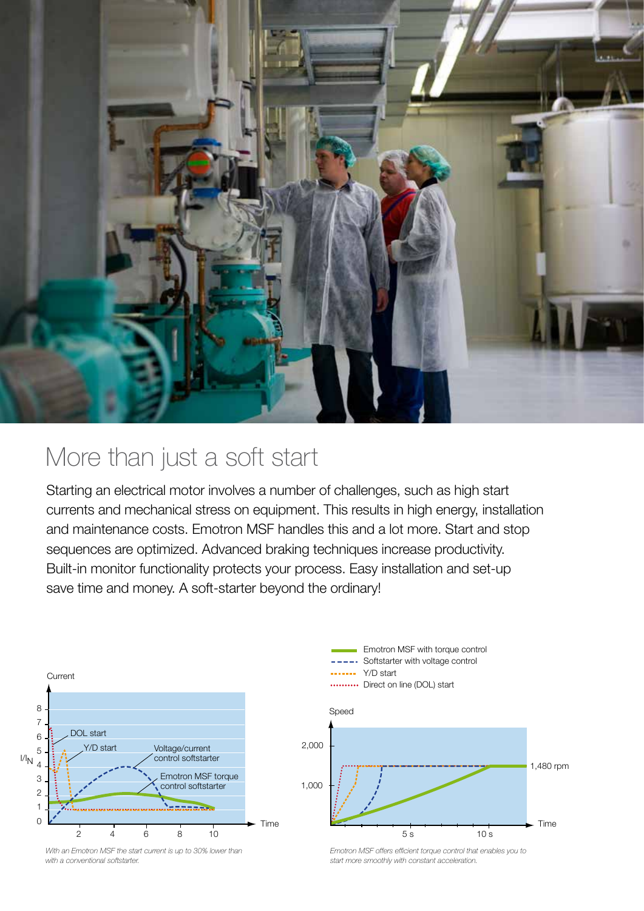# More than just a soft start

Starting an electrical motor involves a number of challenges, such as high start currents and mechanical stress on equipment. This results in high energy, installation and maintenance costs. Emotron MSF handles this and a lot more. Start and stop sequences are optimized. Advanced braking techniques increase productivity. Built-in monitor functionality protects your process. Easy installation and set-up save time and money. A soft-starter beyond the ordinary!

*With an Emotron MSF the start current is up to 30% lower than with a conventional softstarter.*

*Emotron MSF offers efficient torque control that enables you to start more smoothly with constant acceleration.*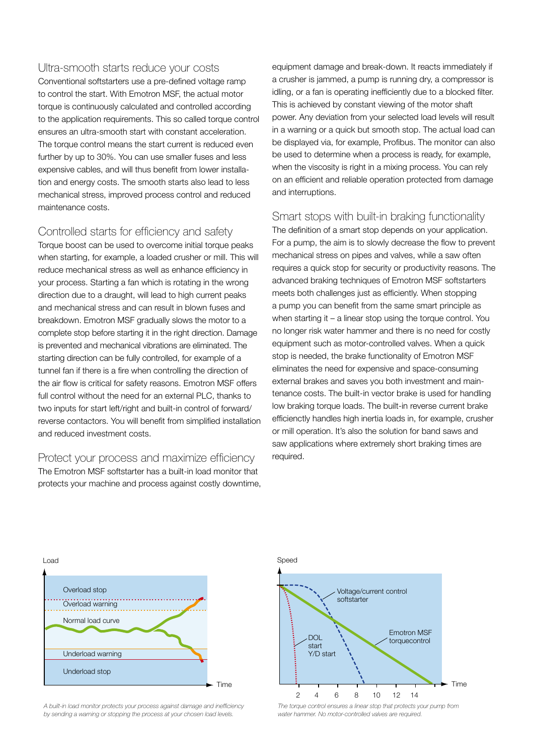## Ultra-smooth starts reduce your costs

Conventional softstarters use a pre-defined voltage ramp to control the start. With Emotron MSF, the actual motor torque is continuously calculated and controlled according to the application requirements. This so called torque control ensures an ultra-smooth start with constant acceleration. The torque control means the start current is reduced even further by up to 30%. You can use smaller fuses and less expensive cables, and will thus benefit from lower installation and energy costs. The smooth starts also lead to less mechanical stress, improved process control and reduced maintenance costs.

## Controlled starts for efficiency and safety

Torque boost can be used to overcome initial torque peaks when starting, for example, a loaded crusher or mill. This will reduce mechanical stress as well as enhance efficiency in your process. Starting a fan which is rotating in the wrong direction due to a draught, will lead to high current peaks and mechanical stress and can result in blown fuses and breakdown. Emotron MSF gradually slows the motor to a complete stop before starting it in the right direction. Damage is prevented and mechanical vibrations are eliminated. The starting direction can be fully controlled, for example of a tunnel fan if there is a fire when controlling the direction of the air flow is critical for safety reasons. Emotron MSF offers full control without the need for an external PLC, thanks to two inputs for start left/right and built-in control of forward/reverse contactors. You will benefit from simplified installation and reduced investment costs.

## Protect your process and maximize efficiency

The Emotron MSF softstarter has a built-in load monitor that protects your machine and process against costly downtime, equipment damage and break-down. It reacts immediately if a crusher is jammed, a pump is running dry, a compressor is idling, or a fan is operating inefficiently due to a blocked filter. This is achieved by constant viewing of the motor shaft power. Any deviation from your selected load levels will result in a warning or a quick but smooth stop. The actual load can be displayed via, for example, Profibus. The monitor can also be used to determine when a process is ready, for example, when the viscosity is right in a mixing process. You can rely on an efficient and reliable operation protected from damage and interruptions.

## Smart stops with built-in braking functionality

The definition of a smart stop depends on your application. For a pump, the aim is to slowly decrease the flow to prevent mechanical stress on pipes and valves, while a saw often requires a quick stop for security or productivity reasons. The advanced braking techniques of Emotron MSF softstarters meets both challenges just as efficiently. When stopping a pump you can benefit from the same smart principle as when starting it – a linear stop using the torque control. You no longer risk water hammer and there is no need for costly equipment such as motor-controlled valves. When a quick stop is needed, the brake functionality of Emotron MSF eliminates the need for expensive and space-consuming external brakes and saves you both investment and maintenance costs. The built-in vector brake is used for handling low braking torque loads. The built-in reverse current brake efficienctly handles high inertia loads in, for example, crusher or mill operation. It's also the solution for band saws and saw applications where extremely short braking times are required.

*A built-in load monitor protects your process against damage and inefficiency by sending a warning or stopping the process at your chosen load levels.*

*The torque control ensures a linear stop that protects your pump from water hammer. No motor-controlled valves are required.*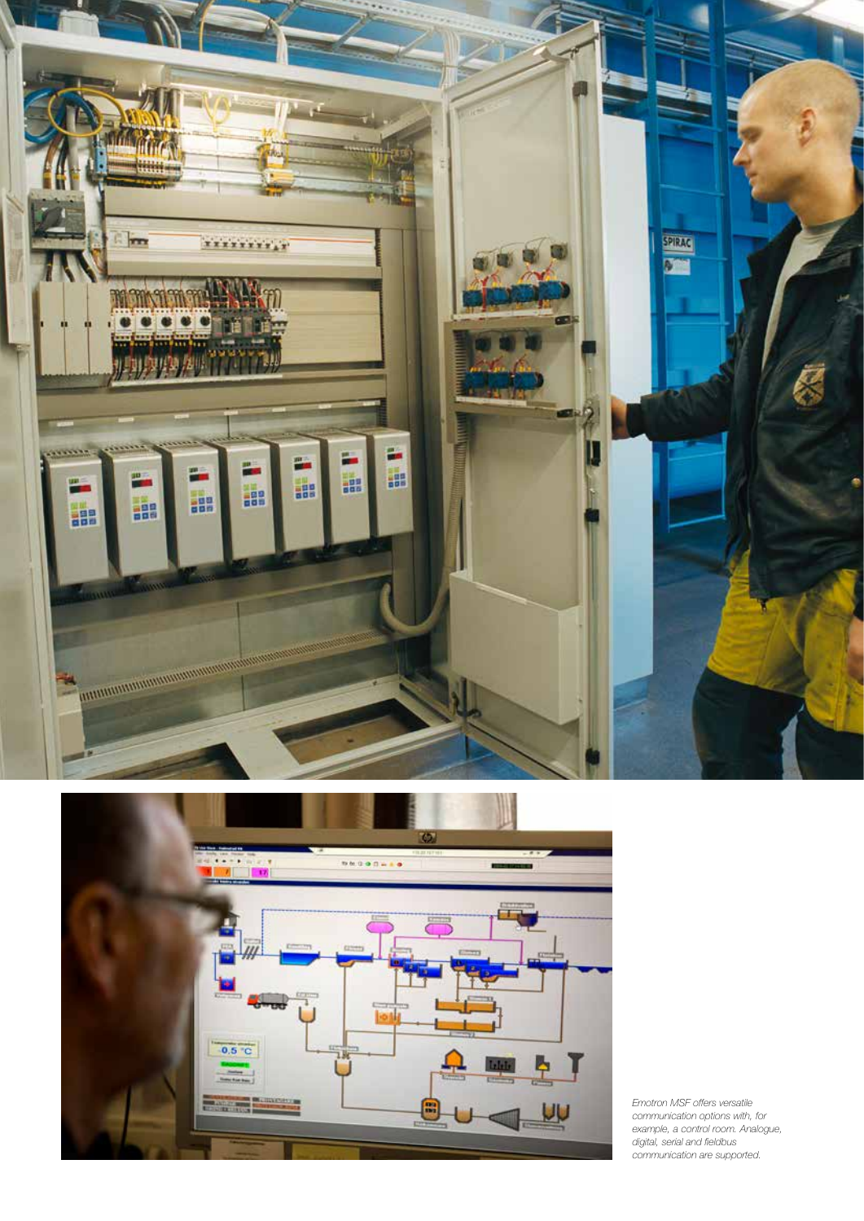*Emotron MSF offers versatile communication options with, for example, a control room. Analogue, digital, serial and fieldbus communication are supported.*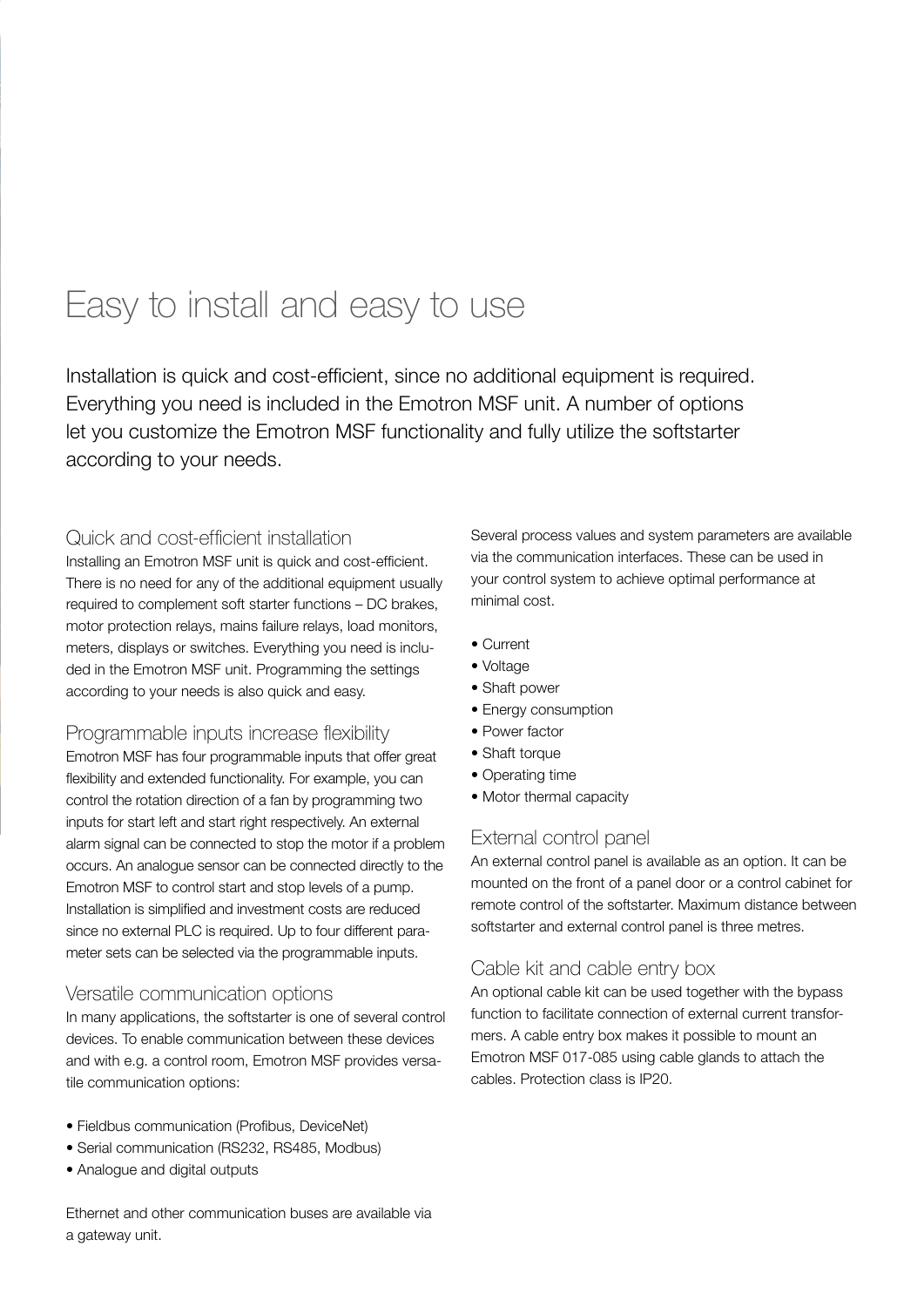# Easy to install and easy to use

Installation is quick and cost-efficient, since no additional equipment is required. Everything you need is included in the Emotron MSF unit. A number of options let you customize the Emotron MSF functionality and fully utilize the softstarter according to your needs.

## Quick and cost-efficient installation

Installing an Emotron MSF unit is quick and cost-efficient. There is no need for any of the additional equipment usually required to complement soft starter functions – DC brakes, motor protection relays, mains failure relays, load monitors, meters, displays or switches. Everything you need is included in the Emotron MSF unit. Programming the settings according to your needs is also quick and easy.

## Programmable inputs increase flexibility

Emotron MSF has four programmable inputs that offer great flexibility and extended functionality. For example, you can control the rotation direction of a fan by programming two inputs for start left and start right respectively. An external alarm signal can be connected to stop the motor if a problem occurs. An analogue sensor can be connected directly to the Emotron MSF to control start and stop levels of a pump. Installation is simplified and investment costs are reduced since no external PLC is required. Up to four different parameter sets can be selected via the programmable inputs.

## Versatile communication options

In many applications, the softstarter is one of several control devices. To enable communication between these devices and with e.g. a control room, Emotron MSF provides versatile communication options:

- Fieldbus communication (Profibus, DeviceNet)
- Serial communication (RS232, RS485, Modbus)
- Analogue and digital outputs

Ethernet and other communication buses are available via a gateway unit.

Several process values and system parameters are available via the communication interfaces. These can be used in your control system to achieve optimal performance at minimal cost.

- Current
- Voltage
- Shaft power
- Energy consumption
- Power factor
- Shaft torque
- Operating time
- Motor thermal capacity

## External control panel

An external control panel is available as an option. It can be mounted on the front of a panel door or a control cabinet for remote control of the softstarter. Maximum distance between softstarter and external control panel is three metres.

## Cable kit and cable entry box

An optional cable kit can be used together with the bypass function to facilitate connection of external current transformers. A cable entry box makes it possible to mount an Emotron MSF 017-085 using cable glands to attach the cables. Protection class is IP20.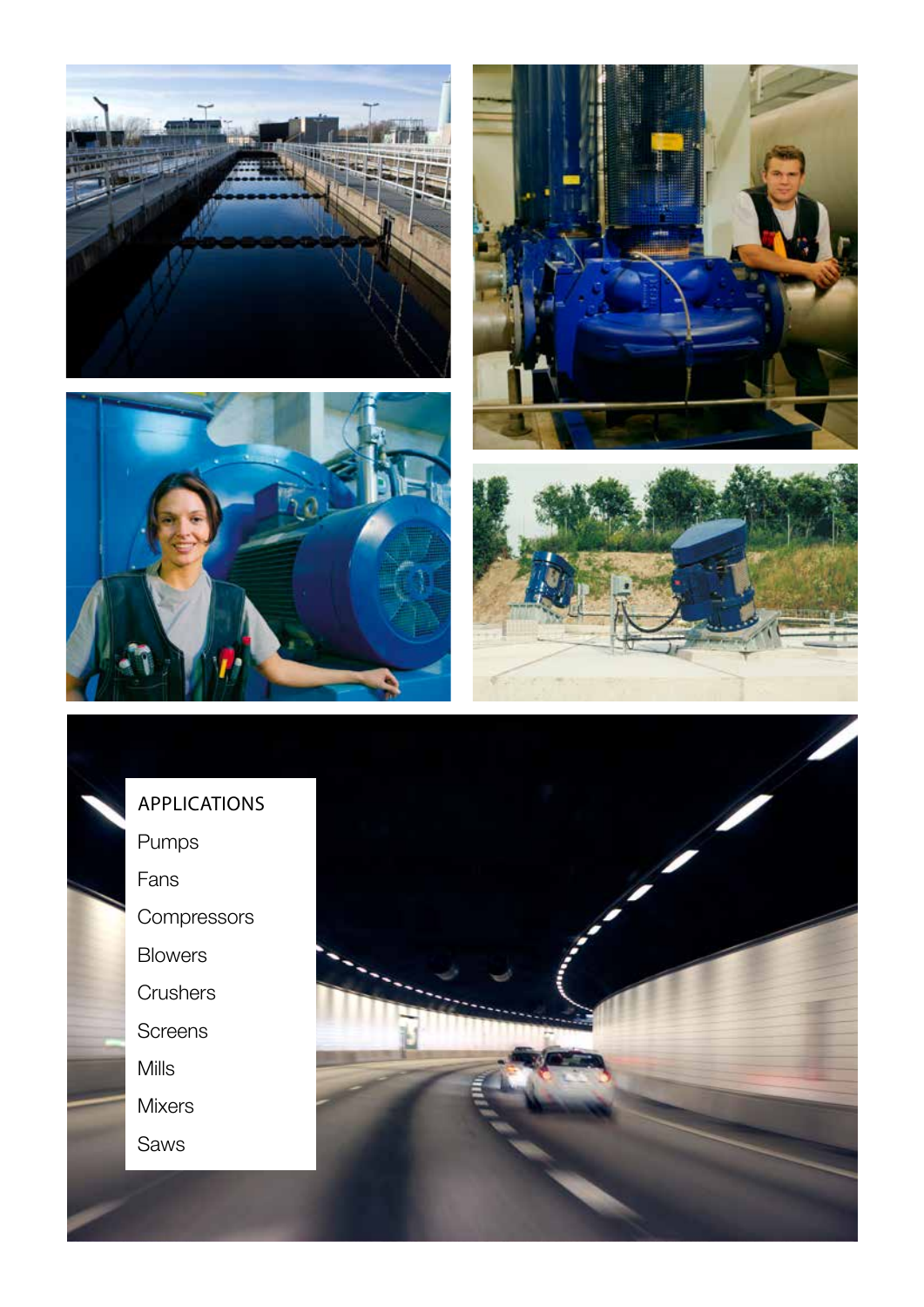APPLICATIONS

Pumps

Fans

Compressors

Blowers

Crushers

Screens

Mills

Mixers

Saws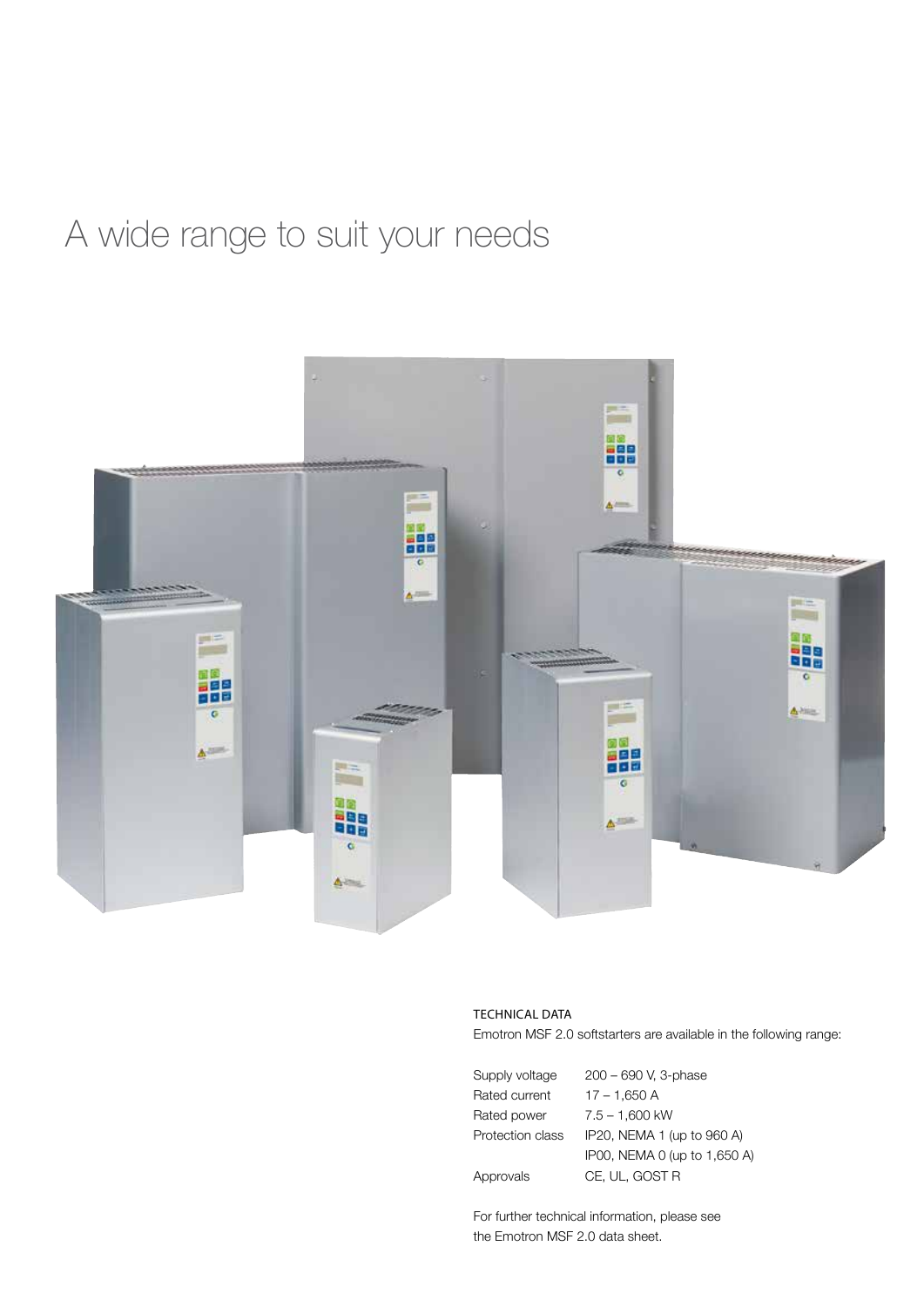# A wide range to suit your needs

TECHNICAL DATA

Emotron MSF 2.0 softstarters are available in the following range:

| | |
|---|---|
| Supply voltage | 200 – 690 V, 3-phase |
| Rated current | 17 – 1,650 A |
| Rated power | 7.5 – 1,600 kW |
| Protection class | IP20, NEMA 1 (up to 960 A) |
| | IP00, NEMA 0 (up to 1,650 A) |
| Approvals | CE, UL, GOST R |

For further technical information, please see the Emotron MSF 2.0 data sheet.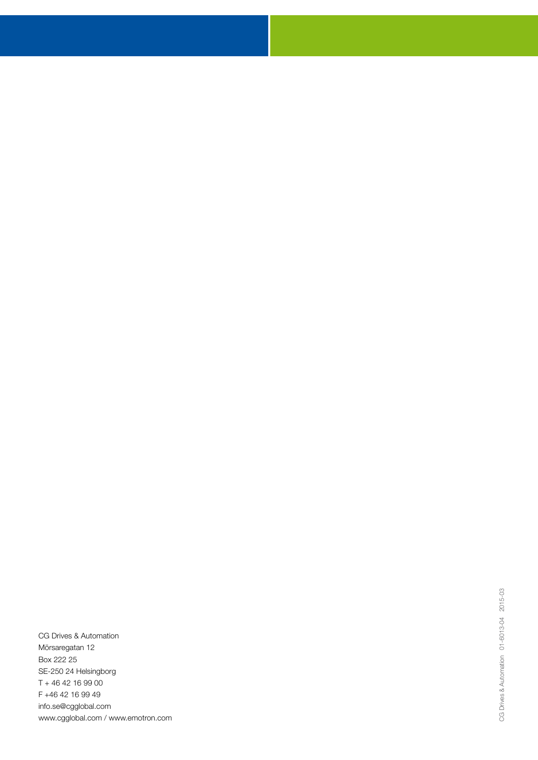CG Drives & Automation
Mörsaregatan 12
Box 222 25
SE-250 24 Helsingborg
T + 46 42 16 99 00
F +46 42 16 99 49
info.se@cgglobal.com
www.cgglobal.com / www.emotron.com

CG Drives & Automation 01-6013-04 2015-03